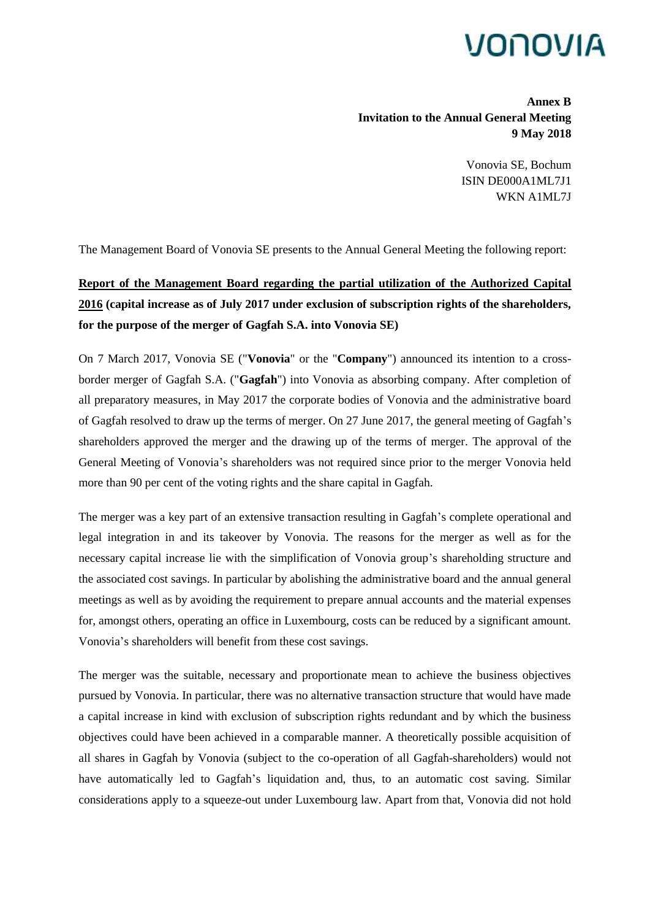**Annex B**
**Invitation to the Annual General Meeting**
**9 May 2018**

Vonovia SE, Bochum
ISIN DE000A1ML7J1
WKN A1ML7J

The Management Board of Vonovia SE presents to the Annual General Meeting the following report:

## Report of the Management Board regarding the partial utilization of the Authorized Capital 2016 (capital increase as of July 2017 under exclusion of subscription rights of the shareholders, for the purpose of the merger of Gagfah S.A. into Vonovia SE)

On 7 March 2017, Vonovia SE ("**Vonovia**" or the "**Company**") announced its intention to a cross-border merger of Gagfah S.A. ("**Gagfah**") into Vonovia as absorbing company. After completion of all preparatory measures, in May 2017 the corporate bodies of Vonovia and the administrative board of Gagfah resolved to draw up the terms of merger. On 27 June 2017, the general meeting of Gagfah's shareholders approved the merger and the drawing up of the terms of merger. The approval of the General Meeting of Vonovia's shareholders was not required since prior to the merger Vonovia held more than 90 per cent of the voting rights and the share capital in Gagfah.

The merger was a key part of an extensive transaction resulting in Gagfah's complete operational and legal integration in and its takeover by Vonovia. The reasons for the merger as well as for the necessary capital increase lie with the simplification of Vonovia group's shareholding structure and the associated cost savings. In particular by abolishing the administrative board and the annual general meetings as well as by avoiding the requirement to prepare annual accounts and the material expenses for, amongst others, operating an office in Luxembourg, costs can be reduced by a significant amount. Vonovia's shareholders will benefit from these cost savings.

The merger was the suitable, necessary and proportionate mean to achieve the business objectives pursued by Vonovia. In particular, there was no alternative transaction structure that would have made a capital increase in kind with exclusion of subscription rights redundant and by which the business objectives could have been achieved in a comparable manner. A theoretically possible acquisition of all shares in Gagfah by Vonovia (subject to the co-operation of all Gagfah-shareholders) would not have automatically led to Gagfah's liquidation and, thus, to an automatic cost saving. Similar considerations apply to a squeeze-out under Luxembourg law. Apart from that, Vonovia did not hold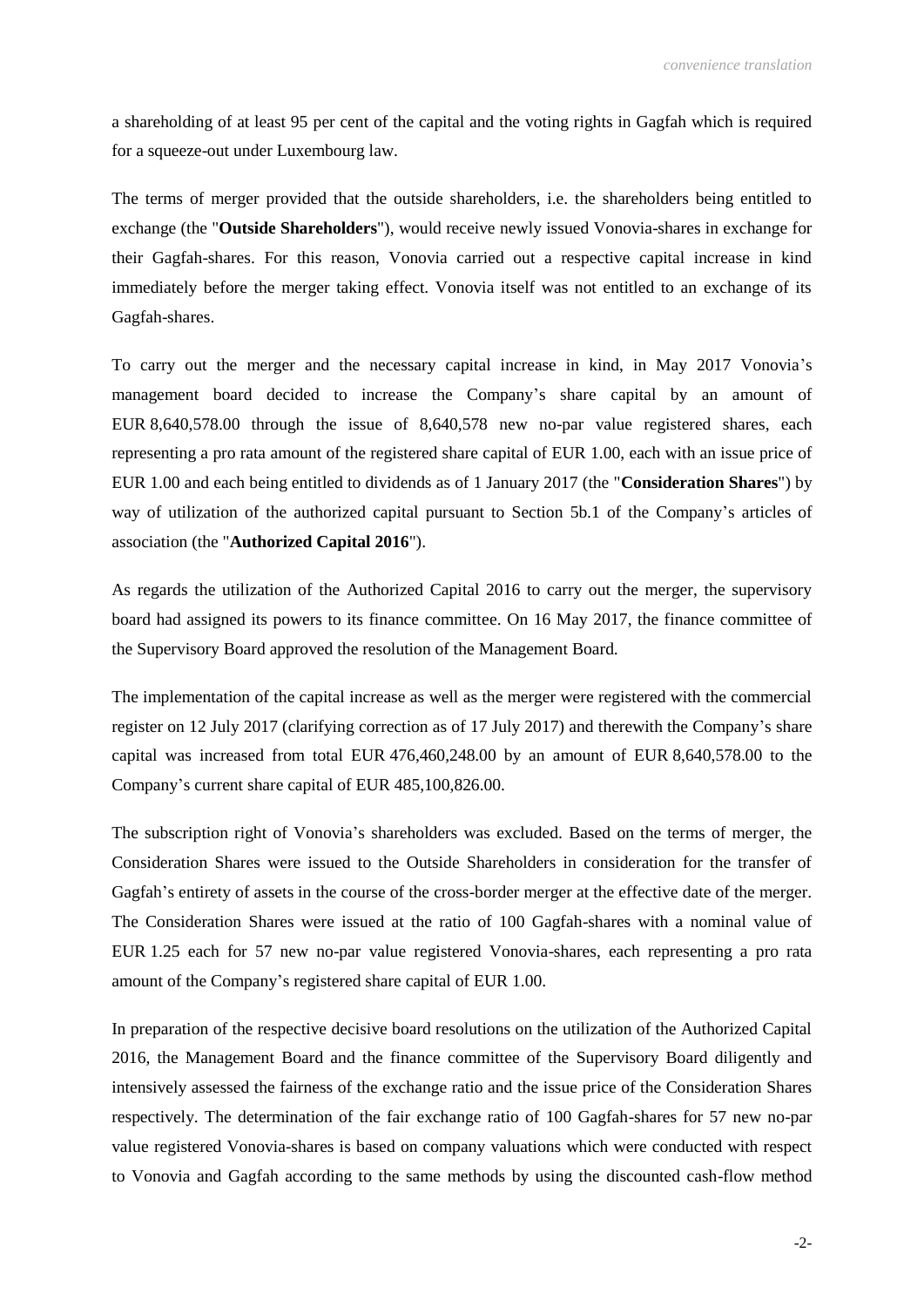a shareholding of at least 95 per cent of the capital and the voting rights in Gagfah which is required for a squeeze-out under Luxembourg law.

The terms of merger provided that the outside shareholders, i.e. the shareholders being entitled to exchange (the "**Outside Shareholders**"), would receive newly issued Vonovia-shares in exchange for their Gagfah-shares. For this reason, Vonovia carried out a respective capital increase in kind immediately before the merger taking effect. Vonovia itself was not entitled to an exchange of its Gagfah-shares.

To carry out the merger and the necessary capital increase in kind, in May 2017 Vonovia's management board decided to increase the Company's share capital by an amount of EUR 8,640,578.00 through the issue of 8,640,578 new no-par value registered shares, each representing a pro rata amount of the registered share capital of EUR 1.00, each with an issue price of EUR 1.00 and each being entitled to dividends as of 1 January 2017 (the "**Consideration Shares**") by way of utilization of the authorized capital pursuant to Section 5b.1 of the Company's articles of association (the "**Authorized Capital 2016**").

As regards the utilization of the Authorized Capital 2016 to carry out the merger, the supervisory board had assigned its powers to its finance committee. On 16 May 2017, the finance committee of the Supervisory Board approved the resolution of the Management Board.

The implementation of the capital increase as well as the merger were registered with the commercial register on 12 July 2017 (clarifying correction as of 17 July 2017) and therewith the Company's share capital was increased from total EUR 476,460,248.00 by an amount of EUR 8,640,578.00 to the Company's current share capital of EUR 485,100,826.00.

The subscription right of Vonovia's shareholders was excluded. Based on the terms of merger, the Consideration Shares were issued to the Outside Shareholders in consideration for the transfer of Gagfah's entirety of assets in the course of the cross-border merger at the effective date of the merger. The Consideration Shares were issued at the ratio of 100 Gagfah-shares with a nominal value of EUR 1.25 each for 57 new no-par value registered Vonovia-shares, each representing a pro rata amount of the Company's registered share capital of EUR 1.00.

In preparation of the respective decisive board resolutions on the utilization of the Authorized Capital 2016, the Management Board and the finance committee of the Supervisory Board diligently and intensively assessed the fairness of the exchange ratio and the issue price of the Consideration Shares respectively. The determination of the fair exchange ratio of 100 Gagfah-shares for 57 new no-par value registered Vonovia-shares is based on company valuations which were conducted with respect to Vonovia and Gagfah according to the same methods by using the discounted cash-flow method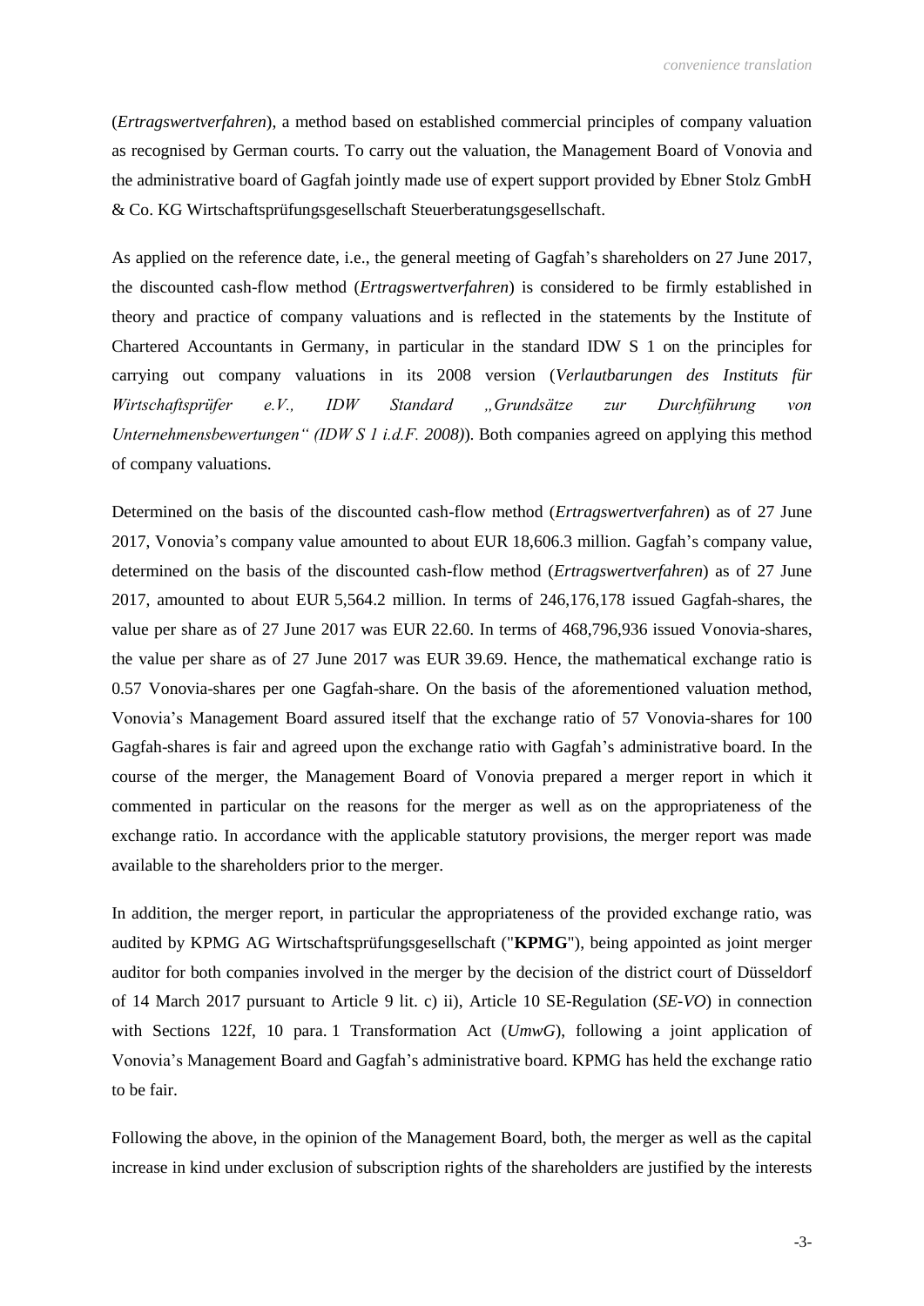(*Ertragswertverfahren*), a method based on established commercial principles of company valuation as recognised by German courts. To carry out the valuation, the Management Board of Vonovia and the administrative board of Gagfah jointly made use of expert support provided by Ebner Stolz GmbH & Co. KG Wirtschaftsprüfungsgesellschaft Steuerberatungsgesellschaft.

As applied on the reference date, i.e., the general meeting of Gagfah's shareholders on 27 June 2017, the discounted cash-flow method (*Ertragswertverfahren*) is considered to be firmly established in theory and practice of company valuations and is reflected in the statements by the Institute of Chartered Accountants in Germany, in particular in the standard IDW S 1 on the principles for carrying out company valuations in its 2008 version (*Verlautbarungen des Instituts für Wirtschaftsprüfer e.V., IDW Standard „Grundsätze zur Durchführung von Unternehmensbewertungen" (IDW S 1 i.d.F. 2008)*). Both companies agreed on applying this method of company valuations.

Determined on the basis of the discounted cash-flow method (*Ertragswertverfahren*) as of 27 June 2017, Vonovia's company value amounted to about EUR 18,606.3 million. Gagfah's company value, determined on the basis of the discounted cash-flow method (*Ertragswertverfahren*) as of 27 June 2017, amounted to about EUR 5,564.2 million. In terms of 246,176,178 issued Gagfah-shares, the value per share as of 27 June 2017 was EUR 22.60. In terms of 468,796,936 issued Vonovia-shares, the value per share as of 27 June 2017 was EUR 39.69. Hence, the mathematical exchange ratio is 0.57 Vonovia-shares per one Gagfah-share. On the basis of the aforementioned valuation method, Vonovia's Management Board assured itself that the exchange ratio of 57 Vonovia-shares for 100 Gagfah-shares is fair and agreed upon the exchange ratio with Gagfah's administrative board. In the course of the merger, the Management Board of Vonovia prepared a merger report in which it commented in particular on the reasons for the merger as well as on the appropriateness of the exchange ratio. In accordance with the applicable statutory provisions, the merger report was made available to the shareholders prior to the merger.

In addition, the merger report, in particular the appropriateness of the provided exchange ratio, was audited by KPMG AG Wirtschaftsprüfungsgesellschaft ("**KPMG**"), being appointed as joint merger auditor for both companies involved in the merger by the decision of the district court of Düsseldorf of 14 March 2017 pursuant to Article 9 lit. c) ii), Article 10 SE-Regulation (*SE-VO*) in connection with Sections 122f, 10 para. 1 Transformation Act (*UmwG*), following a joint application of Vonovia's Management Board and Gagfah's administrative board. KPMG has held the exchange ratio to be fair.

Following the above, in the opinion of the Management Board, both, the merger as well as the capital increase in kind under exclusion of subscription rights of the shareholders are justified by the interests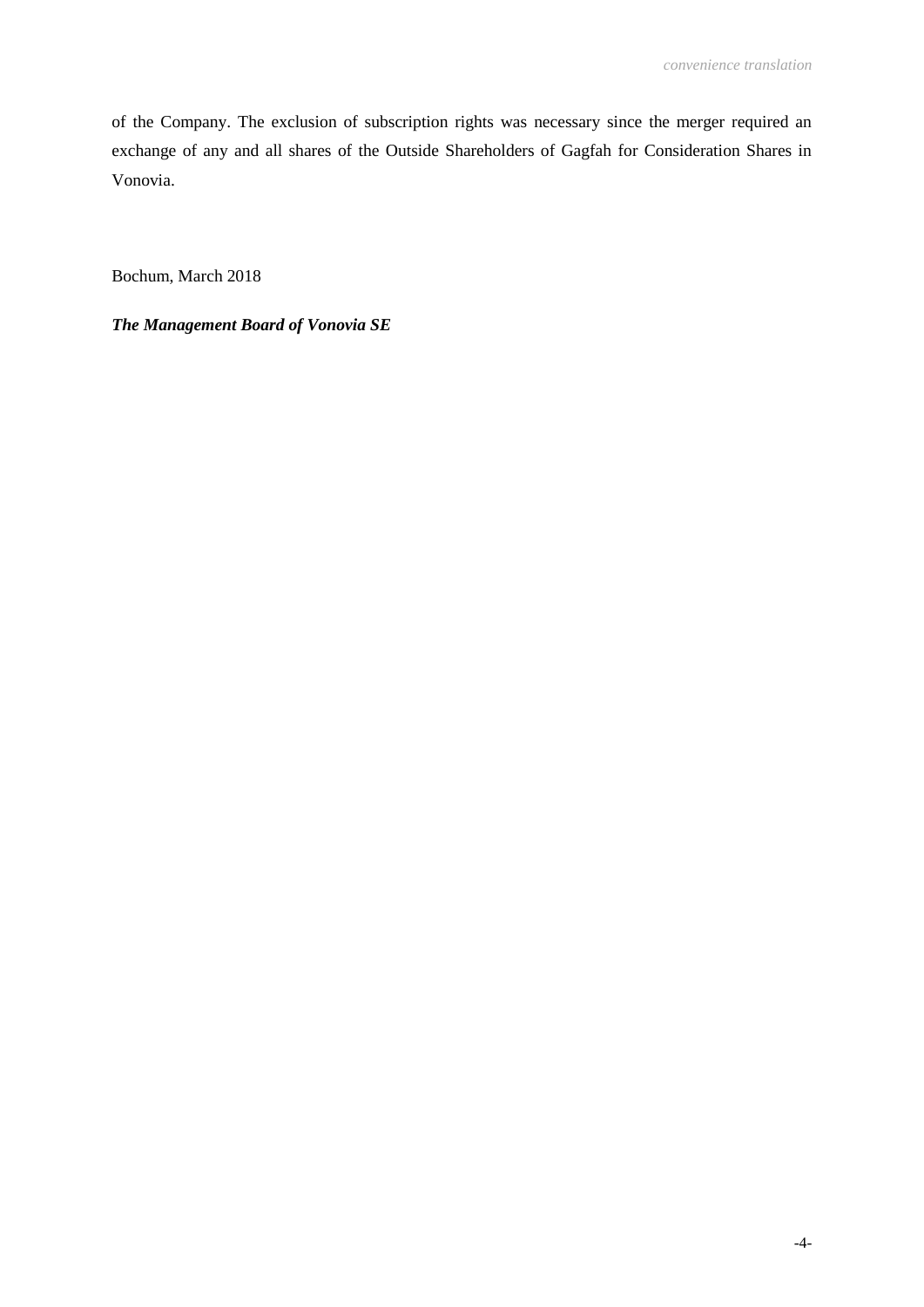of the Company. The exclusion of subscription rights was necessary since the merger required an exchange of any and all shares of the Outside Shareholders of Gagfah for Consideration Shares in Vonovia.

Bochum, March 2018

***The Management Board of Vonovia SE***